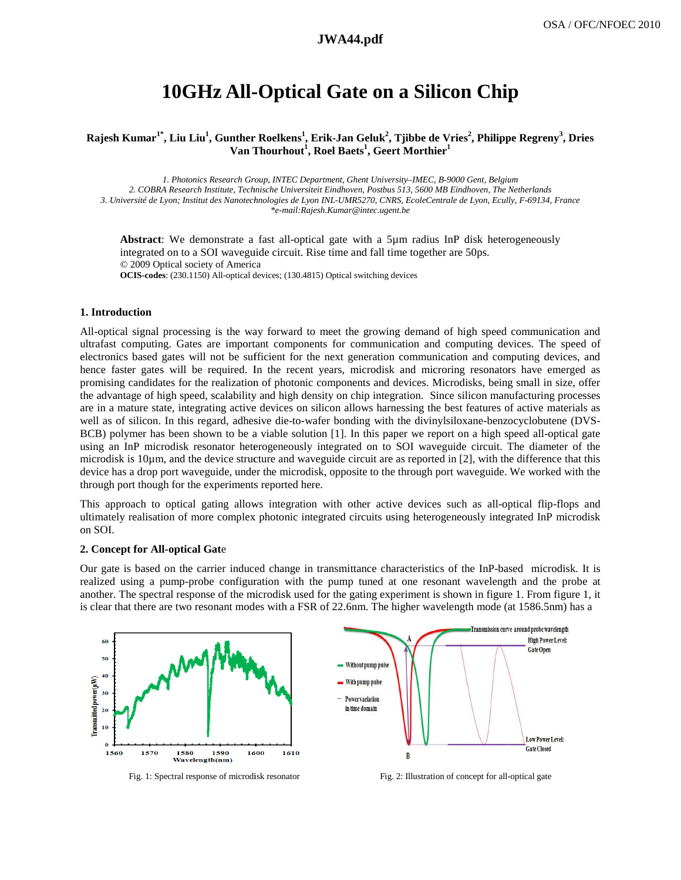# 10GHz All-Optical Gate on a Silicon Chip

**Rajesh Kumar[1*], Liu Liu[1], Gunther Roelkens[1], Erik-Jan Geluk[2], Tjibbe de Vries[2], Philippe Regreny[3], Dries Van Thourhout[1], Roel Baets[1], Geert Morthier[1]**

*1. Photonics Research Group, INTEC Department, Ghent University–IMEC, B-9000 Gent, Belgium*
*2. COBRA Research Institute, Technische Universiteit Eindhoven, Postbus 513, 5600 MB Eindhoven, The Netherlands*
*3. Université de Lyon; Institut des Nanotechnologies de Lyon INL-UMR5270, CNRS, EcoleCentrale de Lyon, Ecully, F-69134, France*
*\*e-mail:Rajesh.Kumar@intec.ugent.be*

**Abstract**: We demonstrate a fast all-optical gate with a 5µm radius InP disk heterogeneously integrated on to a SOI waveguide circuit. Rise time and fall time together are 50ps.
© 2009 Optical society of America
**OCIS-codes**: (230.1150) All-optical devices; (130.4815) Optical switching devices

## 1. Introduction

All-optical signal processing is the way forward to meet the growing demand of high speed communication and ultrafast computing. Gates are important components for communication and computing devices. The speed of electronics based gates will not be sufficient for the next generation communication and computing devices, and hence faster gates will be required. In the recent years, microdisk and microring resonators have emerged as promising candidates for the realization of photonic components and devices. Microdisks, being small in size, offer the advantage of high speed, scalability and high density on chip integration. Since silicon manufacturing processes are in a mature state, integrating active devices on silicon allows harnessing the best features of active materials as well as of silicon. In this regard, adhesive die-to-wafer bonding with the divinylsiloxane-benzocyclobutene (DVS-BCB) polymer has been shown to be a viable solution [1]. In this paper we report on a high speed all-optical gate using an InP microdisk resonator heterogeneously integrated on to SOI waveguide circuit. The diameter of the microdisk is 10µm, and the device structure and waveguide circuit are as reported in [2], with the difference that this device has a drop port waveguide, under the microdisk, opposite to the through port waveguide. We worked with the through port though for the experiments reported here.

This approach to optical gating allows integration with other active devices such as all-optical flip-flops and ultimately realisation of more complex photonic integrated circuits using heterogeneously integrated InP microdisk on SOI.

## 2. Concept for All-optical Gate

Our gate is based on the carrier induced change in transmittance characteristics of the InP-based microdisk. It is realized using a pump-probe configuration with the pump tuned at one resonant wavelength and the probe at another. The spectral response of the microdisk used for the gating experiment is shown in figure 1. From figure 1, it is clear that there are two resonant modes with a FSR of 22.6nm. The higher wavelength mode (at 1586.5nm) has a

Fig. 1: Spectral response of microdisk resonator

Fig. 2: Illustration of concept for all-optical gate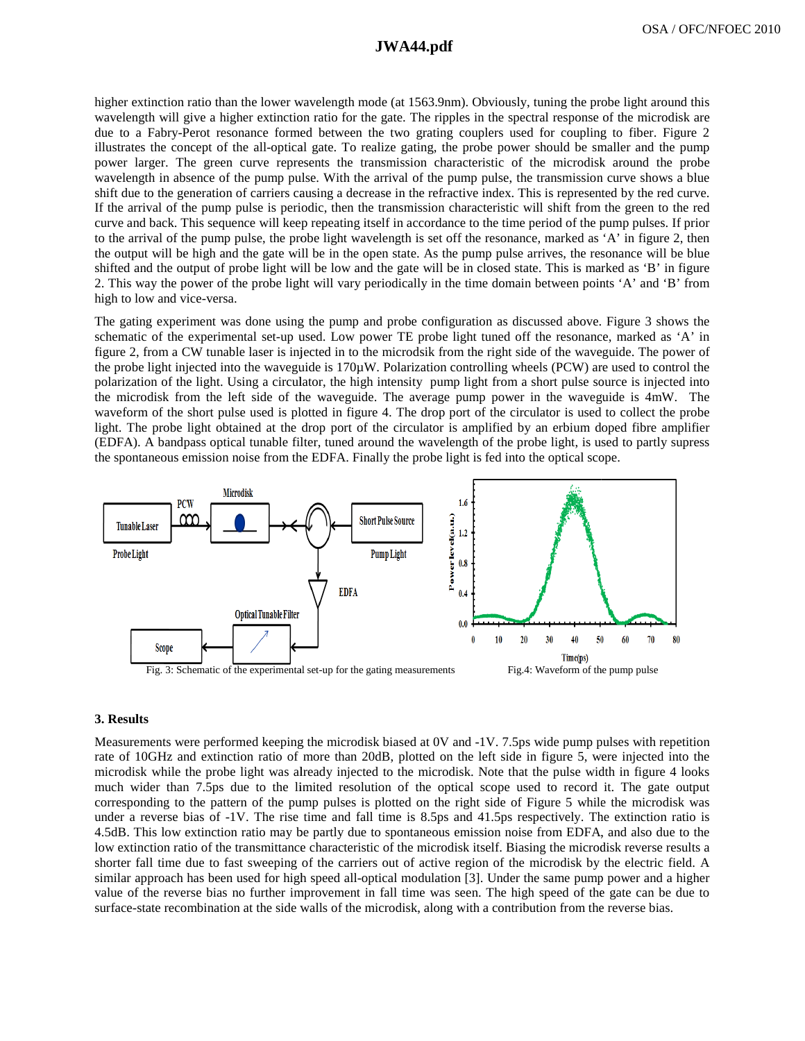higher extinction ratio than the lower wavelength mode (at 1563.9nm). Obviously, tuning the probe light around this wavelength will give a higher extinction ratio for the gate. The ripples in the spectral response of the microdisk are due to a Fabry-Perot resonance formed between the two grating couplers used for coupling to fiber. Figure 2 illustrates the concept of the all-optical gate. To realize gating, the probe power should be smaller and the pump power larger. The green curve represents the transmission characteristic of the microdisk around the probe wavelength in absence of the pump pulse. With the arrival of the pump pulse, the transmission curve shows a blue shift due to the generation of carriers causing a decrease in the refractive index. This is represented by the red curve. If the arrival of the pump pulse is periodic, then the transmission characteristic will shift from the green to the red curve and back. This sequence will keep repeating itself in accordance to the time period of the pump pulses. If prior to the arrival of the pump pulse, the probe light wavelength is set off the resonance, marked as 'A' in figure 2, then the output will be high and the gate will be in the open state. As the pump pulse arrives, the resonance will be blue shifted and the output of probe light will be low and the gate will be in closed state. This is marked as 'B' in figure 2. This way the power of the probe light will vary periodically in the time domain between points 'A' and 'B' from high to low and vice-versa.

The gating experiment was done using the pump and probe configuration as discussed above. Figure 3 shows the schematic of the experimental set-up used. Low power TE probe light tuned off the resonance, marked as 'A' in figure 2, from a CW tunable laser is injected in to the microdsik from the right side of the waveguide. The power of the probe light injected into the waveguide is 170µW. Polarization controlling wheels (PCW) are used to control the polarization of the light. Using a circulator, the high intensity pump light from a short pulse source is injected into the microdisk from the left side of the waveguide. The average pump power in the waveguide is 4mW. The waveform of the short pulse used is plotted in figure 4. The drop port of the circulator is used to collect the probe light. The probe light obtained at the drop port of the circulator is amplified by an erbium doped fibre amplifier (EDFA). A bandpass optical tunable filter, tuned around the wavelength of the probe light, is used to partly supress the spontaneous emission noise from the EDFA. Finally the probe light is fed into the optical scope.

Fig. 3: Schematic of the experimental set-up for the gating measurements

Fig.4: Waveform of the pump pulse

### 3. Results

Measurements were performed keeping the microdisk biased at 0V and -1V. 7.5ps wide pump pulses with repetition rate of 10GHz and extinction ratio of more than 20dB, plotted on the left side in figure 5, were injected into the microdisk while the probe light was already injected to the microdisk. Note that the pulse width in figure 4 looks much wider than 7.5ps due to the limited resolution of the optical scope used to record it. The gate output corresponding to the pattern of the pump pulses is plotted on the right side of Figure 5 while the microdisk was under a reverse bias of -1V. The rise time and fall time is 8.5ps and 41.5ps respectively. The extinction ratio is 4.5dB. This low extinction ratio may be partly due to spontaneous emission noise from EDFA, and also due to the low extinction ratio of the transmittance characteristic of the microdisk itself. Biasing the microdisk reverse results a shorter fall time due to fast sweeping of the carriers out of active region of the microdisk by the electric field. A similar approach has been used for high speed all-optical modulation [3]. Under the same pump power and a higher value of the reverse bias no further improvement in fall time was seen. The high speed of the gate can be due to surface-state recombination at the side walls of the microdisk, along with a contribution from the reverse bias.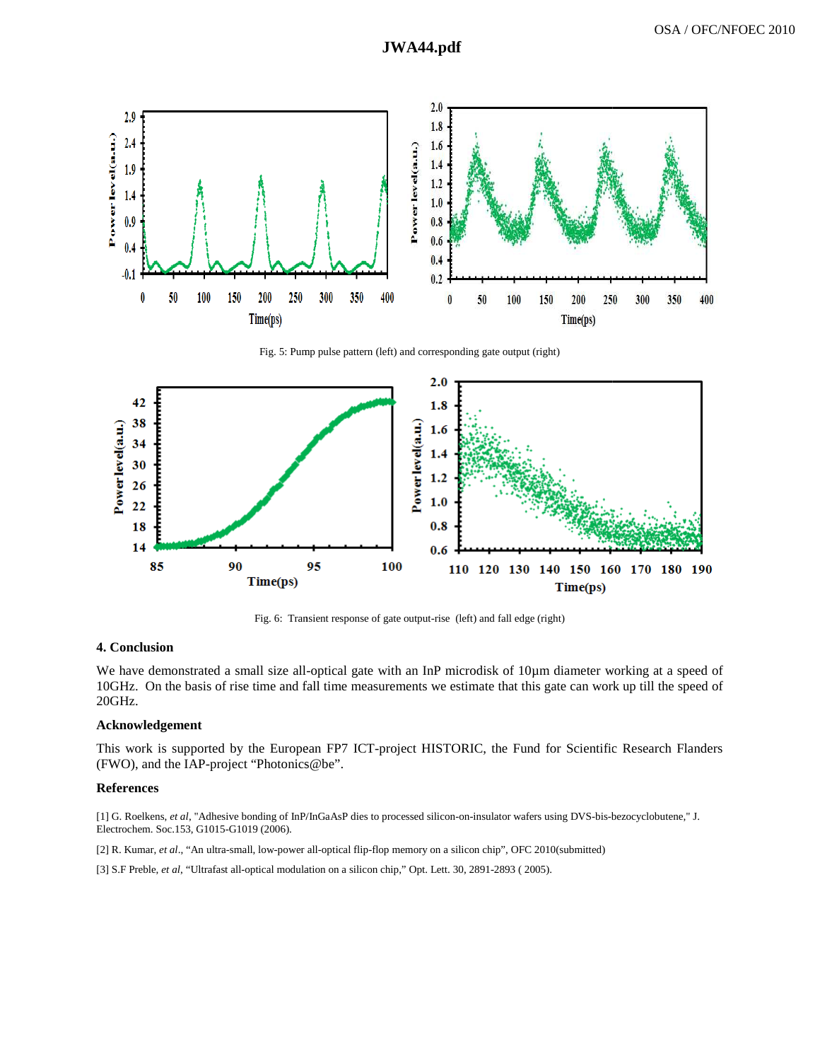Fig. 5: Pump pulse pattern (left) and corresponding gate output (right)

Fig. 6: Transient response of gate output-rise (left) and fall edge (right)

### 4. Conclusion

We have demonstrated a small size all-optical gate with an InP microdisk of 10µm diameter working at a speed of 10GHz. On the basis of rise time and fall time measurements we estimate that this gate can work up till the speed of 20GHz.

### Acknowledgement

This work is supported by the European FP7 ICT-project HISTORIC, the Fund for Scientific Research Flanders (FWO), and the IAP-project "Photonics@be".

### References

[1] G. Roelkens, *et al*, "Adhesive bonding of InP/InGaAsP dies to processed silicon-on-insulator wafers using DVS-bis-bezocyclobutene," J. Electrochem. Soc.153, G1015-G1019 (2006).

[2] R. Kumar, *et al*., "An ultra-small, low-power all-optical flip-flop memory on a silicon chip", OFC 2010(submitted)

[3] S.F Preble, *et al*, "Ultrafast all-optical modulation on a silicon chip," Opt. Lett. 30, 2891-2893 ( 2005).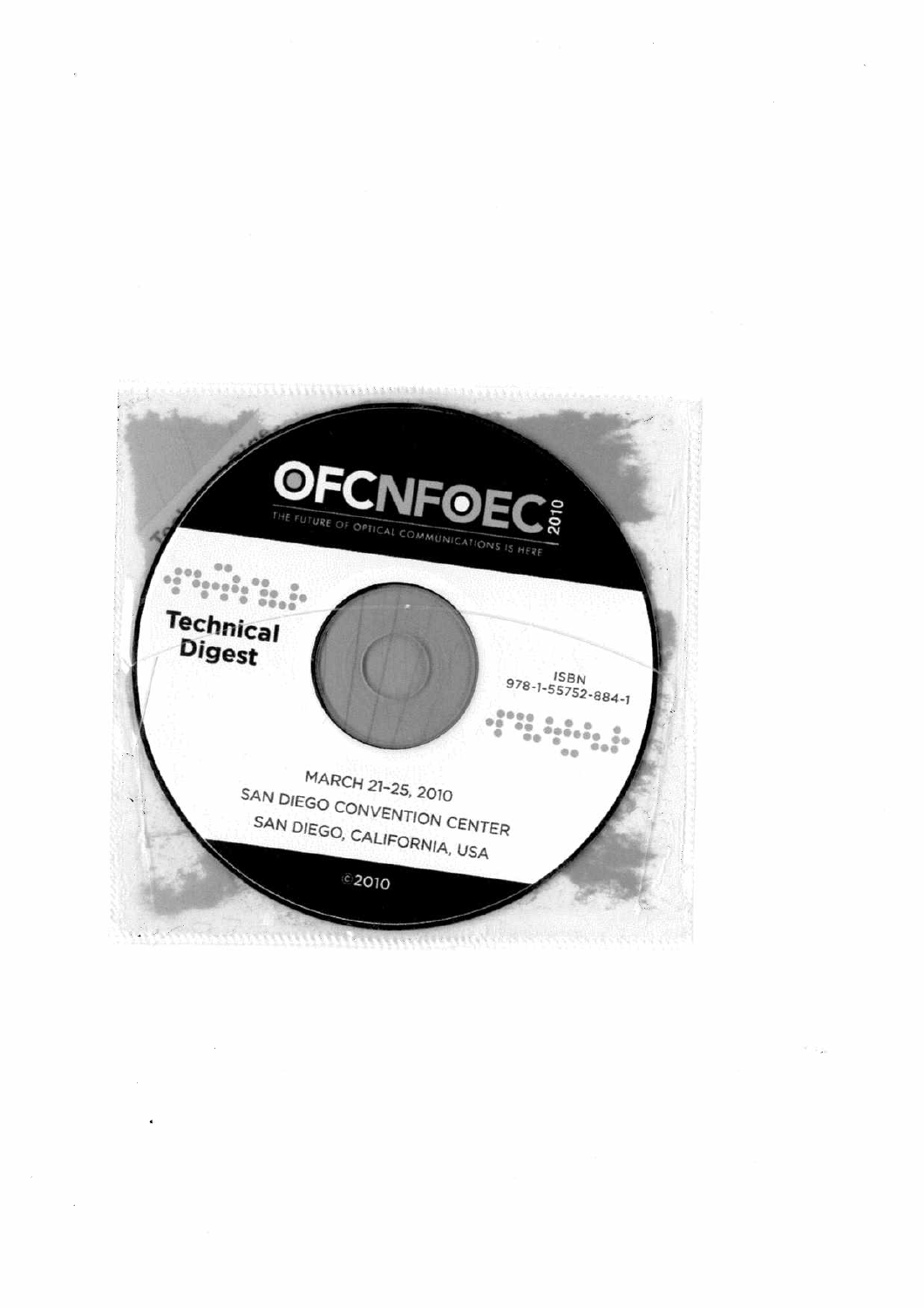OFCNFOEC 2010

THE FUTURE OF OPTICAL COMMUNICATIONS IS HERE

Technical Digest

ISBN 978-1-55752-884-1

MARCH 21–25, 2010

SAN DIEGO CONVENTION CENTER

SAN DIEGO, CALIFORNIA, USA

©2010